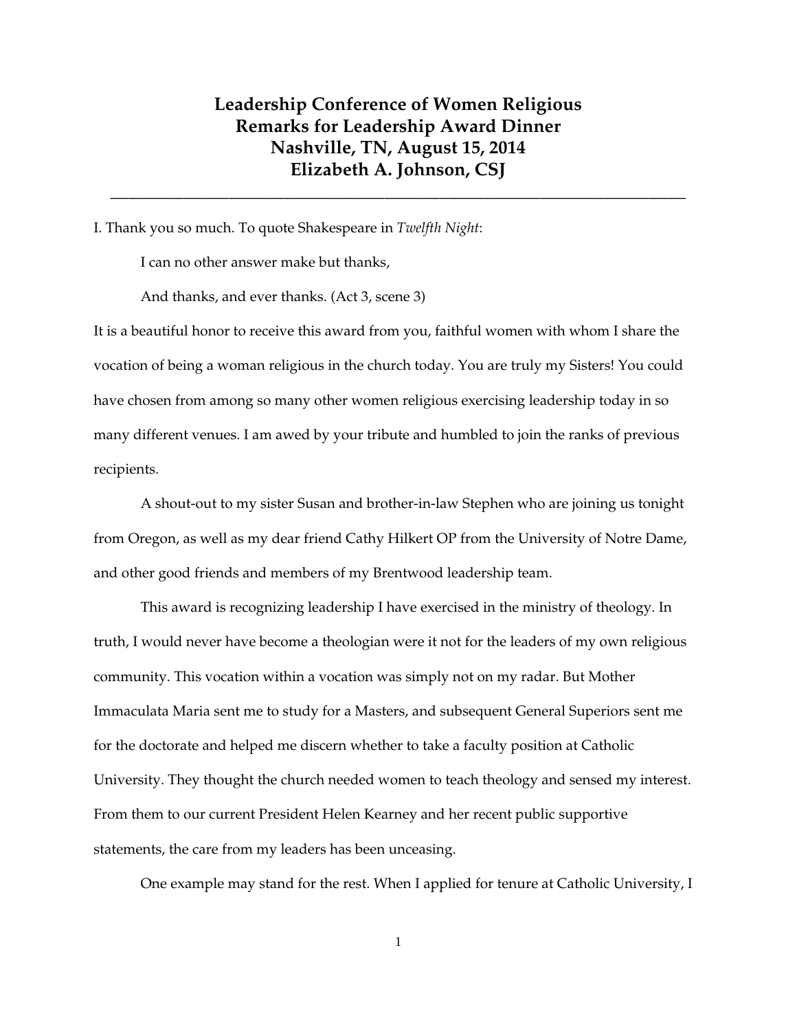# Leadership Conference of Women Religious
# Remarks for Leadership Award Dinner
# Nashville, TN, August 15, 2014
# Elizabeth A. Johnson, CSJ

---

I. Thank you so much. To quote Shakespeare in *Twelfth Night*:

> I can no other answer make but thanks,
>
> And thanks, and ever thanks. (Act 3, scene 3)

It is a beautiful honor to receive this award from you, faithful women with whom I share the vocation of being a woman religious in the church today. You are truly my Sisters! You could have chosen from among so many other women religious exercising leadership today in so many different venues. I am awed by your tribute and humbled to join the ranks of previous recipients.

A shout-out to my sister Susan and brother-in-law Stephen who are joining us tonight from Oregon, as well as my dear friend Cathy Hilkert OP from the University of Notre Dame, and other good friends and members of my Brentwood leadership team.

This award is recognizing leadership I have exercised in the ministry of theology. In truth, I would never have become a theologian were it not for the leaders of my own religious community. This vocation within a vocation was simply not on my radar. But Mother Immaculata Maria sent me to study for a Masters, and subsequent General Superiors sent me for the doctorate and helped me discern whether to take a faculty position at Catholic University. They thought the church needed women to teach theology and sensed my interest. From them to our current President Helen Kearney and her recent public supportive statements, the care from my leaders has been unceasing.

One example may stand for the rest. When I applied for tenure at Catholic University, I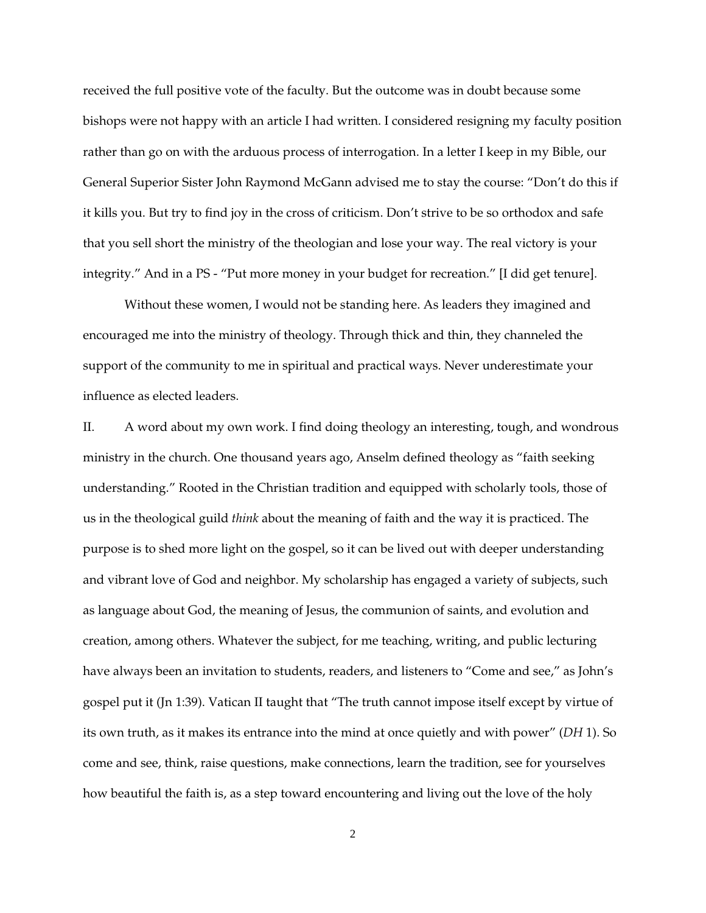received the full positive vote of the faculty. But the outcome was in doubt because some bishops were not happy with an article I had written. I considered resigning my faculty position rather than go on with the arduous process of interrogation. In a letter I keep in my Bible, our General Superior Sister John Raymond McGann advised me to stay the course: "Don't do this if it kills you. But try to find joy in the cross of criticism. Don't strive to be so orthodox and safe that you sell short the ministry of the theologian and lose your way. The real victory is your integrity." And in a PS - "Put more money in your budget for recreation." [I did get tenure].

Without these women, I would not be standing here. As leaders they imagined and encouraged me into the ministry of theology. Through thick and thin, they channeled the support of the community to me in spiritual and practical ways. Never underestimate your influence as elected leaders.

II. A word about my own work. I find doing theology an interesting, tough, and wondrous ministry in the church. One thousand years ago, Anselm defined theology as "faith seeking understanding." Rooted in the Christian tradition and equipped with scholarly tools, those of us in the theological guild *think* about the meaning of faith and the way it is practiced. The purpose is to shed more light on the gospel, so it can be lived out with deeper understanding and vibrant love of God and neighbor. My scholarship has engaged a variety of subjects, such as language about God, the meaning of Jesus, the communion of saints, and evolution and creation, among others. Whatever the subject, for me teaching, writing, and public lecturing have always been an invitation to students, readers, and listeners to "Come and see," as John's gospel put it (Jn 1:39). Vatican II taught that "The truth cannot impose itself except by virtue of its own truth, as it makes its entrance into the mind at once quietly and with power" (*DH* 1). So come and see, think, raise questions, make connections, learn the tradition, see for yourselves how beautiful the faith is, as a step toward encountering and living out the love of the holy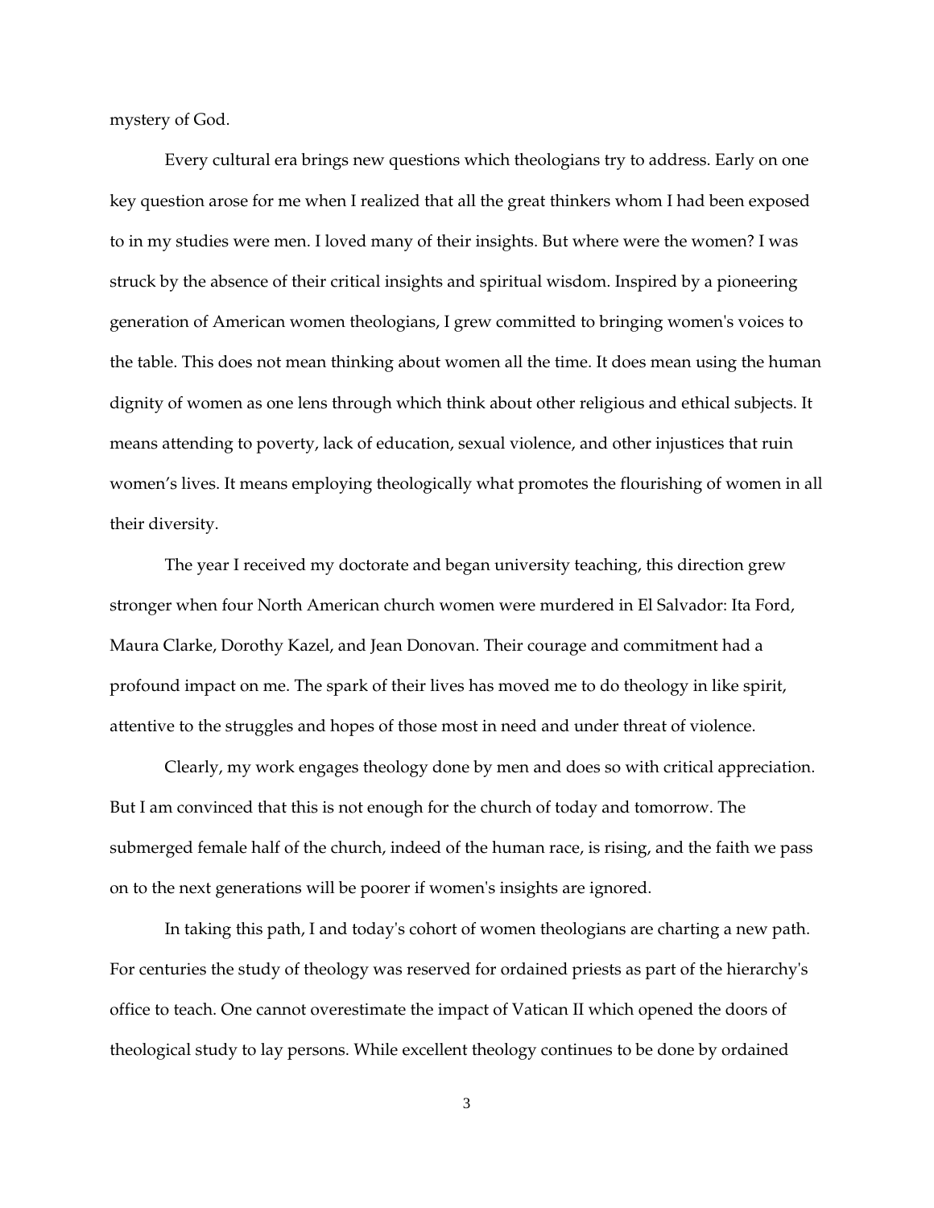mystery of God.

Every cultural era brings new questions which theologians try to address. Early on one key question arose for me when I realized that all the great thinkers whom I had been exposed to in my studies were men. I loved many of their insights. But where were the women? I was struck by the absence of their critical insights and spiritual wisdom. Inspired by a pioneering generation of American women theologians, I grew committed to bringing women's voices to the table. This does not mean thinking about women all the time. It does mean using the human dignity of women as one lens through which think about other religious and ethical subjects. It means attending to poverty, lack of education, sexual violence, and other injustices that ruin women's lives. It means employing theologically what promotes the flourishing of women in all their diversity.

The year I received my doctorate and began university teaching, this direction grew stronger when four North American church women were murdered in El Salvador: Ita Ford, Maura Clarke, Dorothy Kazel, and Jean Donovan. Their courage and commitment had a profound impact on me. The spark of their lives has moved me to do theology in like spirit, attentive to the struggles and hopes of those most in need and under threat of violence.

Clearly, my work engages theology done by men and does so with critical appreciation. But I am convinced that this is not enough for the church of today and tomorrow. The submerged female half of the church, indeed of the human race, is rising, and the faith we pass on to the next generations will be poorer if women's insights are ignored.

In taking this path, I and today's cohort of women theologians are charting a new path. For centuries the study of theology was reserved for ordained priests as part of the hierarchy's office to teach. One cannot overestimate the impact of Vatican II which opened the doors of theological study to lay persons. While excellent theology continues to be done by ordained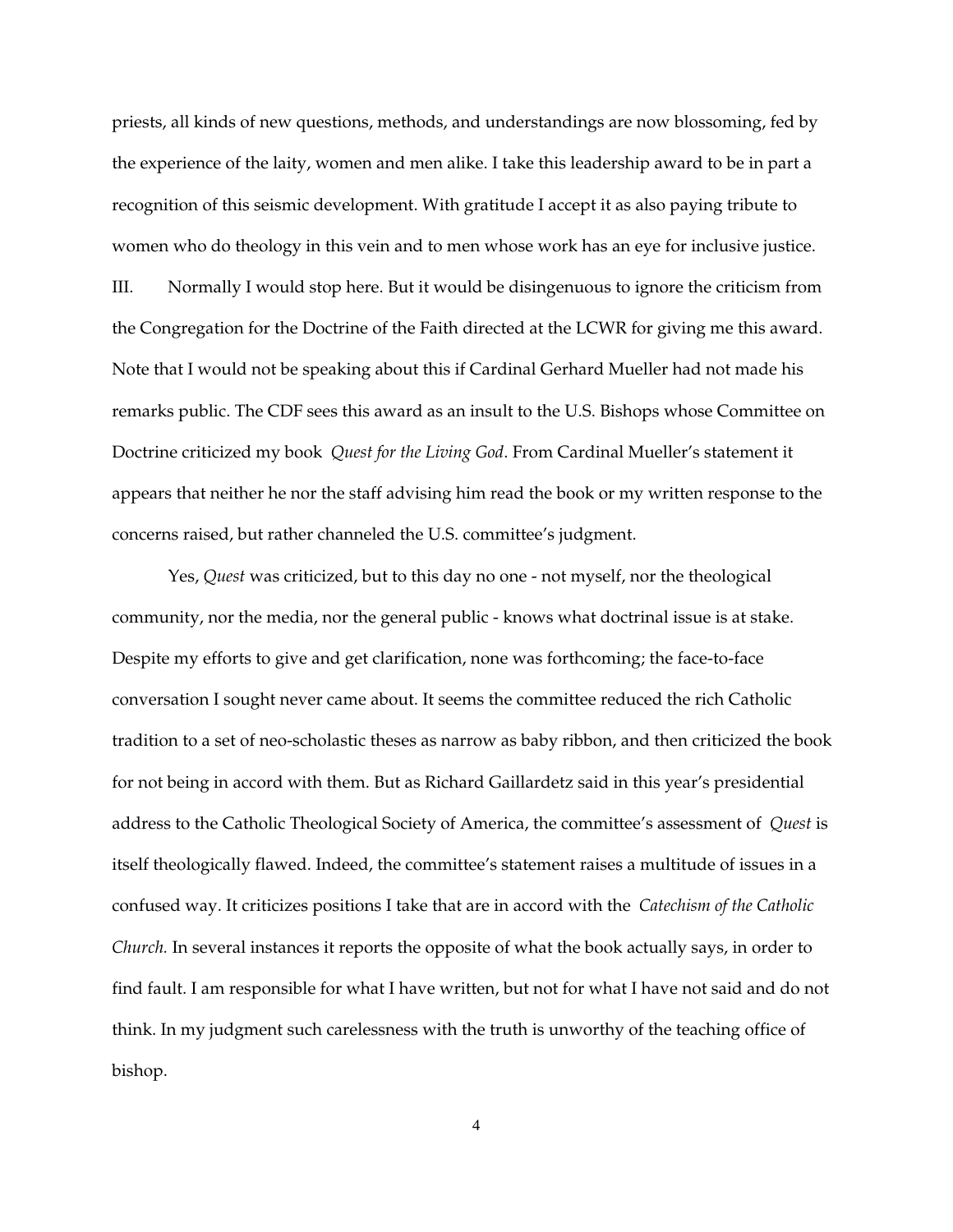priests, all kinds of new questions, methods, and understandings are now blossoming, fed by the experience of the laity, women and men alike. I take this leadership award to be in part a recognition of this seismic development. With gratitude I accept it as also paying tribute to women who do theology in this vein and to men whose work has an eye for inclusive justice.

III. Normally I would stop here. But it would be disingenuous to ignore the criticism from the Congregation for the Doctrine of the Faith directed at the LCWR for giving me this award. Note that I would not be speaking about this if Cardinal Gerhard Mueller had not made his remarks public. The CDF sees this award as an insult to the U.S. Bishops whose Committee on Doctrine criticized my book *Quest for the Living God*. From Cardinal Mueller's statement it appears that neither he nor the staff advising him read the book or my written response to the concerns raised, but rather channeled the U.S. committee's judgment.

Yes, *Quest* was criticized, but to this day no one - not myself, nor the theological community, nor the media, nor the general public - knows what doctrinal issue is at stake. Despite my efforts to give and get clarification, none was forthcoming; the face-to-face conversation I sought never came about. It seems the committee reduced the rich Catholic tradition to a set of neo-scholastic theses as narrow as baby ribbon, and then criticized the book for not being in accord with them. But as Richard Gaillardetz said in this year's presidential address to the Catholic Theological Society of America, the committee's assessment of *Quest* is itself theologically flawed. Indeed, the committee's statement raises a multitude of issues in a confused way. It criticizes positions I take that are in accord with the *Catechism of the Catholic Church.* In several instances it reports the opposite of what the book actually says, in order to find fault. I am responsible for what I have written, but not for what I have not said and do not think. In my judgment such carelessness with the truth is unworthy of the teaching office of bishop.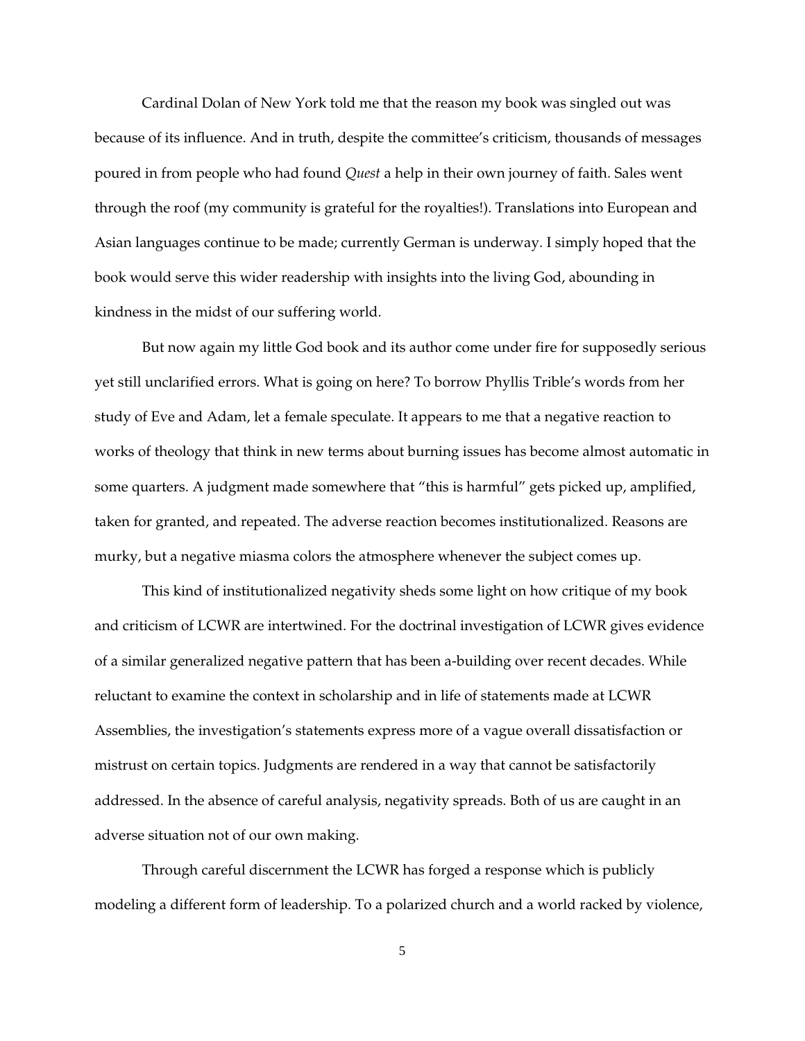Cardinal Dolan of New York told me that the reason my book was singled out was because of its influence. And in truth, despite the committee's criticism, thousands of messages poured in from people who had found *Quest* a help in their own journey of faith. Sales went through the roof (my community is grateful for the royalties!). Translations into European and Asian languages continue to be made; currently German is underway. I simply hoped that the book would serve this wider readership with insights into the living God, abounding in kindness in the midst of our suffering world.

But now again my little God book and its author come under fire for supposedly serious yet still unclarified errors. What is going on here? To borrow Phyllis Trible's words from her study of Eve and Adam, let a female speculate. It appears to me that a negative reaction to works of theology that think in new terms about burning issues has become almost automatic in some quarters. A judgment made somewhere that "this is harmful" gets picked up, amplified, taken for granted, and repeated. The adverse reaction becomes institutionalized. Reasons are murky, but a negative miasma colors the atmosphere whenever the subject comes up.

This kind of institutionalized negativity sheds some light on how critique of my book and criticism of LCWR are intertwined. For the doctrinal investigation of LCWR gives evidence of a similar generalized negative pattern that has been a-building over recent decades. While reluctant to examine the context in scholarship and in life of statements made at LCWR Assemblies, the investigation's statements express more of a vague overall dissatisfaction or mistrust on certain topics. Judgments are rendered in a way that cannot be satisfactorily addressed. In the absence of careful analysis, negativity spreads. Both of us are caught in an adverse situation not of our own making.

Through careful discernment the LCWR has forged a response which is publicly modeling a different form of leadership. To a polarized church and a world racked by violence,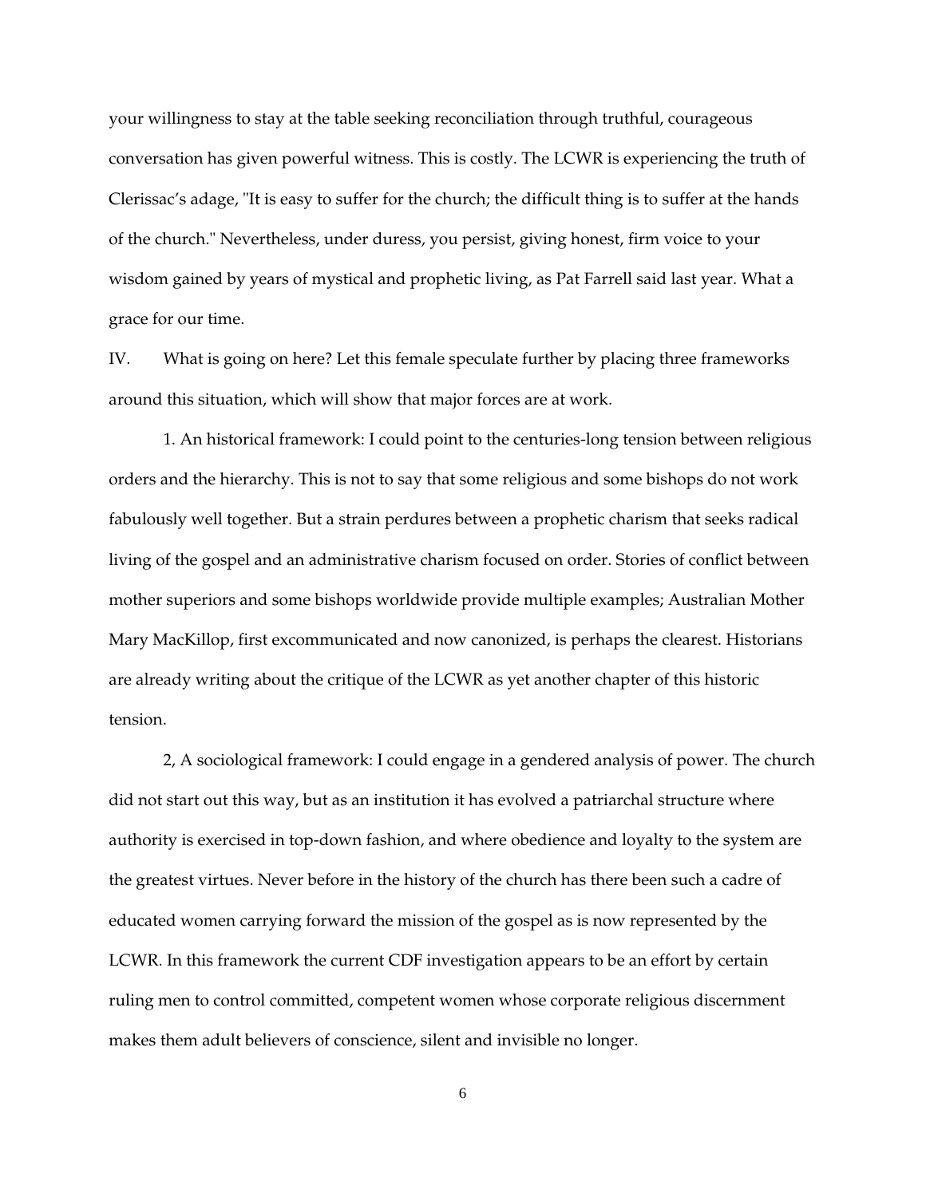your willingness to stay at the table seeking reconciliation through truthful, courageous conversation has given powerful witness. This is costly. The LCWR is experiencing the truth of Clerissac's adage, "It is easy to suffer for the church; the difficult thing is to suffer at the hands of the church." Nevertheless, under duress, you persist, giving honest, firm voice to your wisdom gained by years of mystical and prophetic living, as Pat Farrell said last year. What a grace for our time.

IV. What is going on here? Let this female speculate further by placing three frameworks around this situation, which will show that major forces are at work.

1. An historical framework: I could point to the centuries-long tension between religious orders and the hierarchy. This is not to say that some religious and some bishops do not work fabulously well together. But a strain perdures between a prophetic charism that seeks radical living of the gospel and an administrative charism focused on order. Stories of conflict between mother superiors and some bishops worldwide provide multiple examples; Australian Mother Mary MacKillop, first excommunicated and now canonized, is perhaps the clearest. Historians are already writing about the critique of the LCWR as yet another chapter of this historic tension.

2, A sociological framework: I could engage in a gendered analysis of power. The church did not start out this way, but as an institution it has evolved a patriarchal structure where authority is exercised in top-down fashion, and where obedience and loyalty to the system are the greatest virtues. Never before in the history of the church has there been such a cadre of educated women carrying forward the mission of the gospel as is now represented by the LCWR. In this framework the current CDF investigation appears to be an effort by certain ruling men to control committed, competent women whose corporate religious discernment makes them adult believers of conscience, silent and invisible no longer.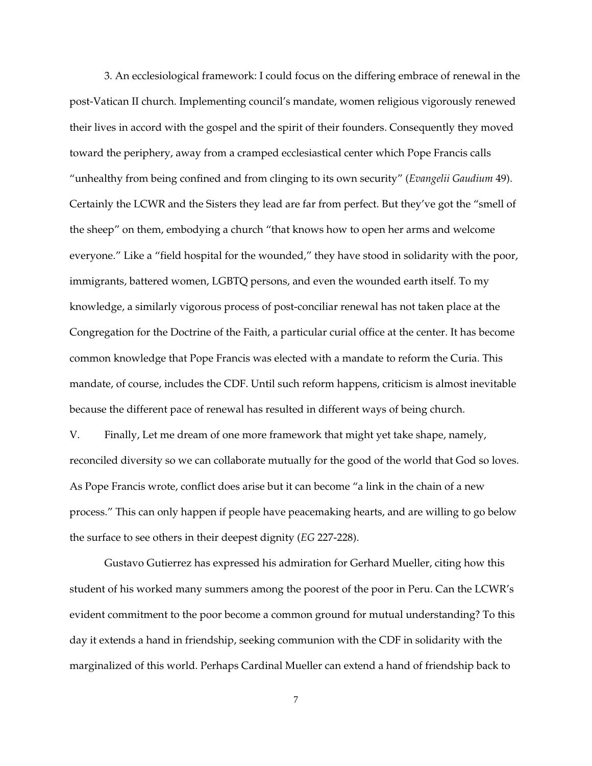3. An ecclesiological framework: I could focus on the differing embrace of renewal in the post-Vatican II church. Implementing council's mandate, women religious vigorously renewed their lives in accord with the gospel and the spirit of their founders. Consequently they moved toward the periphery, away from a cramped ecclesiastical center which Pope Francis calls "unhealthy from being confined and from clinging to its own security" (*Evangelii Gaudium* 49). Certainly the LCWR and the Sisters they lead are far from perfect. But they've got the "smell of the sheep" on them, embodying a church "that knows how to open her arms and welcome everyone." Like a "field hospital for the wounded," they have stood in solidarity with the poor, immigrants, battered women, LGBTQ persons, and even the wounded earth itself. To my knowledge, a similarly vigorous process of post-conciliar renewal has not taken place at the Congregation for the Doctrine of the Faith, a particular curial office at the center. It has become common knowledge that Pope Francis was elected with a mandate to reform the Curia. This mandate, of course, includes the CDF. Until such reform happens, criticism is almost inevitable because the different pace of renewal has resulted in different ways of being church.

V. Finally, Let me dream of one more framework that might yet take shape, namely, reconciled diversity so we can collaborate mutually for the good of the world that God so loves. As Pope Francis wrote, conflict does arise but it can become "a link in the chain of a new process." This can only happen if people have peacemaking hearts, and are willing to go below the surface to see others in their deepest dignity (*EG* 227-228).

Gustavo Gutierrez has expressed his admiration for Gerhard Mueller, citing how this student of his worked many summers among the poorest of the poor in Peru. Can the LCWR's evident commitment to the poor become a common ground for mutual understanding? To this day it extends a hand in friendship, seeking communion with the CDF in solidarity with the marginalized of this world. Perhaps Cardinal Mueller can extend a hand of friendship back to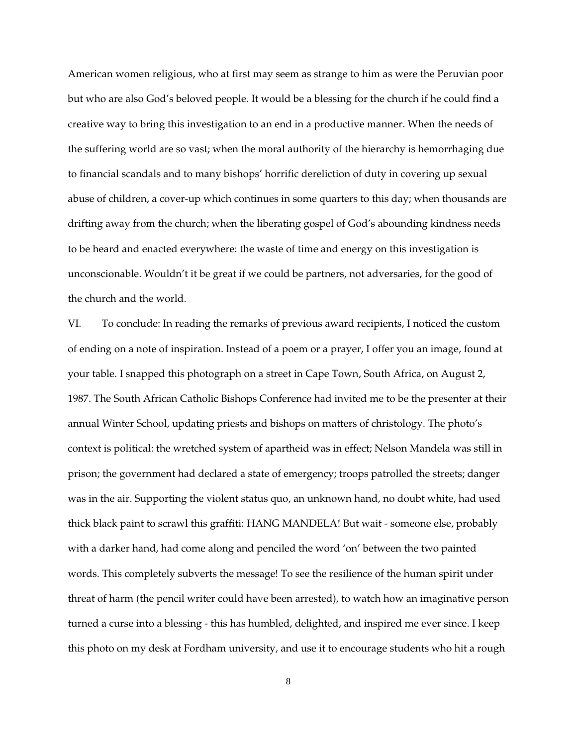American women religious, who at first may seem as strange to him as were the Peruvian poor but who are also God's beloved people. It would be a blessing for the church if he could find a creative way to bring this investigation to an end in a productive manner. When the needs of the suffering world are so vast; when the moral authority of the hierarchy is hemorrhaging due to financial scandals and to many bishops' horrific dereliction of duty in covering up sexual abuse of children, a cover-up which continues in some quarters to this day; when thousands are drifting away from the church; when the liberating gospel of God's abounding kindness needs to be heard and enacted everywhere: the waste of time and energy on this investigation is unconscionable. Wouldn't it be great if we could be partners, not adversaries, for the good of the church and the world.

VI. To conclude: In reading the remarks of previous award recipients, I noticed the custom of ending on a note of inspiration. Instead of a poem or a prayer, I offer you an image, found at your table. I snapped this photograph on a street in Cape Town, South Africa, on August 2, 1987. The South African Catholic Bishops Conference had invited me to be the presenter at their annual Winter School, updating priests and bishops on matters of christology. The photo's context is political: the wretched system of apartheid was in effect; Nelson Mandela was still in prison; the government had declared a state of emergency; troops patrolled the streets; danger was in the air. Supporting the violent status quo, an unknown hand, no doubt white, had used thick black paint to scrawl this graffiti: HANG MANDELA! But wait - someone else, probably with a darker hand, had come along and penciled the word 'on' between the two painted words. This completely subverts the message! To see the resilience of the human spirit under threat of harm (the pencil writer could have been arrested), to watch how an imaginative person turned a curse into a blessing - this has humbled, delighted, and inspired me ever since. I keep this photo on my desk at Fordham university, and use it to encourage students who hit a rough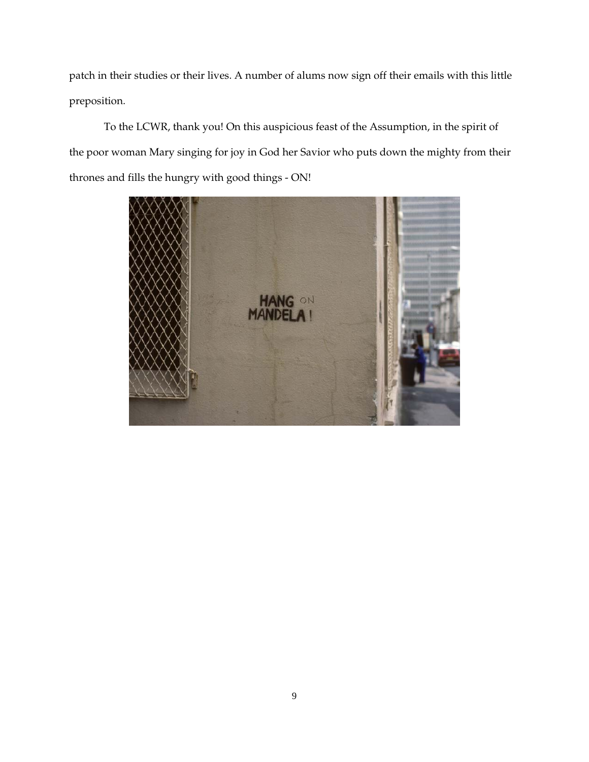patch in their studies or their lives. A number of alums now sign off their emails with this little preposition.

To the LCWR, thank you! On this auspicious feast of the Assumption, in the spirit of the poor woman Mary singing for joy in God her Savior who puts down the mighty from their thrones and fills the hungry with good things - ON!